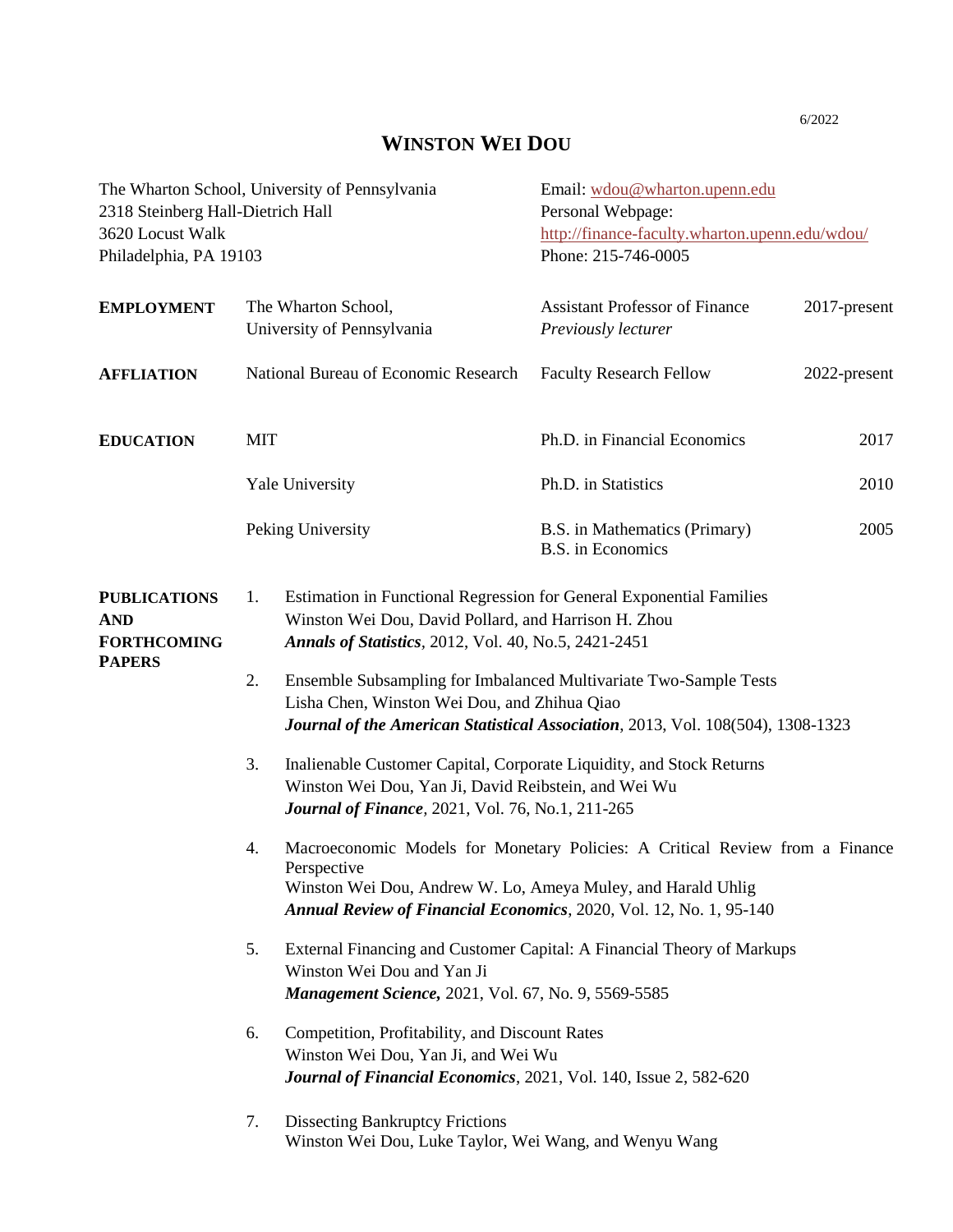6/2022

# WINSTON WEI DOU

The Wharton School, University of Pennsylvania
2318 Steinberg Hall-Dietrich Hall
3620 Locust Walk
Philadelphia, PA 19103

Email: wdou@wharton.upenn.edu
Personal Webpage:
http://finance-faculty.wharton.upenn.edu/wdou/
Phone: 215-746-0005

## EMPLOYMENT

| | | |
|---|---|---|
| The Wharton School, University of Pennsylvania | Assistant Professor of Finance *Previously lecturer* | 2017-present |

## AFFLIATION

| | | |
|---|---|---|
| National Bureau of Economic Research | Faculty Research Fellow | 2022-present |

## EDUCATION

| | | |
|---|---|---|
| MIT | Ph.D. in Financial Economics | 2017 |
| Yale University | Ph.D. in Statistics | 2010 |
| Peking University | B.S. in Mathematics (Primary)<br>B.S. in Economics | 2005 |

## PUBLICATIONS AND FORTHCOMING PAPERS

1. Estimation in Functional Regression for General Exponential Families
   Winston Wei Dou, David Pollard, and Harrison H. Zhou
   ***Annals of Statistics***, 2012, Vol. 40, No.5, 2421-2451

2. Ensemble Subsampling for Imbalanced Multivariate Two-Sample Tests
   Lisha Chen, Winston Wei Dou, and Zhihua Qiao
   ***Journal of the American Statistical Association***, 2013, Vol. 108(504), 1308-1323

3. Inalienable Customer Capital, Corporate Liquidity, and Stock Returns
   Winston Wei Dou, Yan Ji, David Reibstein, and Wei Wu
   ***Journal of Finance***, 2021, Vol. 76, No.1, 211-265

4. Macroeconomic Models for Monetary Policies: A Critical Review from a Finance Perspective
   Winston Wei Dou, Andrew W. Lo, Ameya Muley, and Harald Uhlig
   ***Annual Review of Financial Economics***, 2020, Vol. 12, No. 1, 95-140

5. External Financing and Customer Capital: A Financial Theory of Markups
   Winston Wei Dou and Yan Ji
   ***Management Science,*** 2021, Vol. 67, No. 9, 5569-5585

6. Competition, Profitability, and Discount Rates
   Winston Wei Dou, Yan Ji, and Wei Wu
   ***Journal of Financial Economics***, 2021, Vol. 140, Issue 2, 582-620

7. Dissecting Bankruptcy Frictions
   Winston Wei Dou, Luke Taylor, Wei Wang, and Wenyu Wang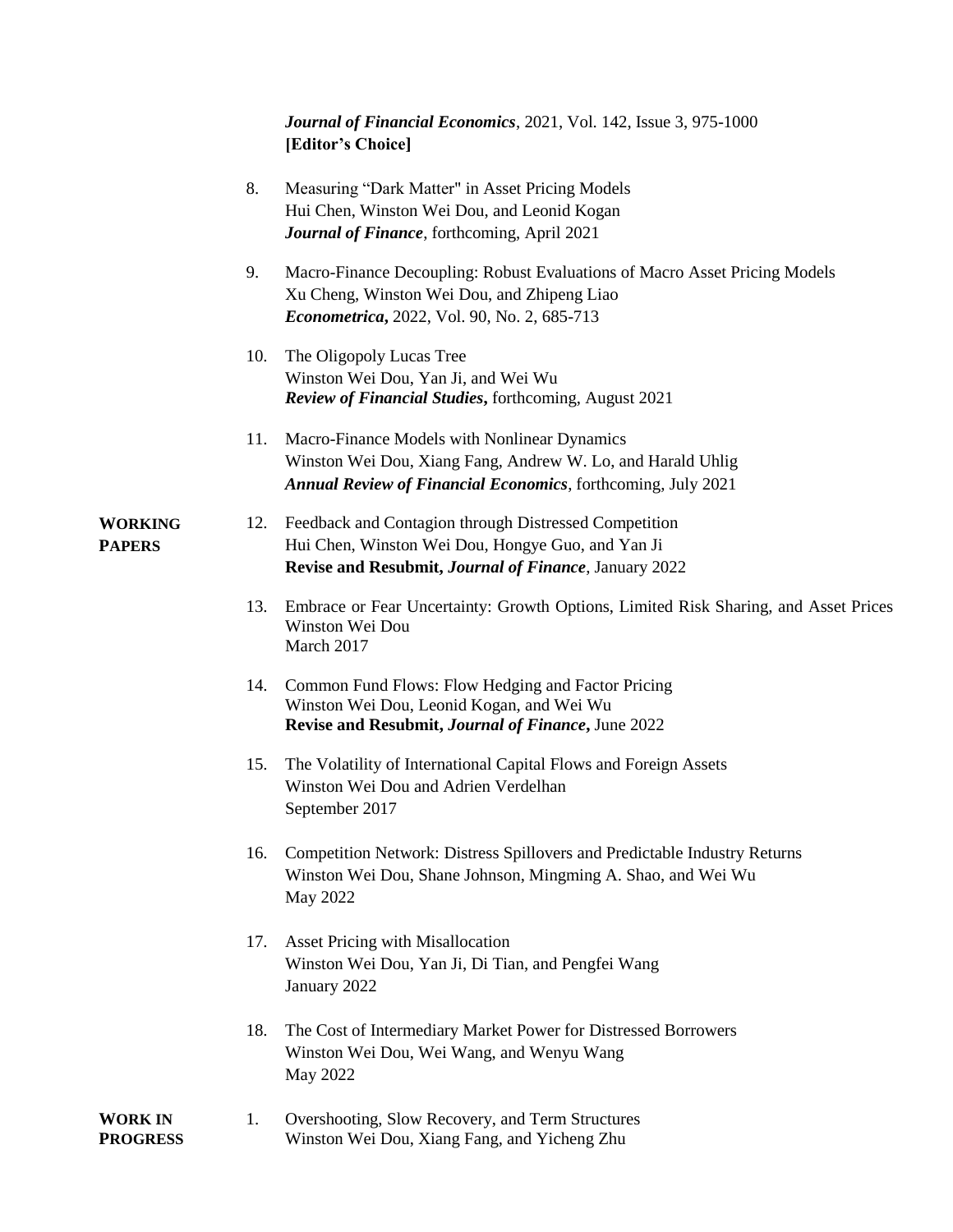*Journal of Financial Economics*, 2021, Vol. 142, Issue 3, 975-1000
**[Editor's Choice]**

8. Measuring "Dark Matter" in Asset Pricing Models
   Hui Chen, Winston Wei Dou, and Leonid Kogan
   ***Journal of Finance***, forthcoming, April 2021

9. Macro-Finance Decoupling: Robust Evaluations of Macro Asset Pricing Models
   Xu Cheng, Winston Wei Dou, and Zhipeng Liao
   ***Econometrica*, **2022, Vol. 90, No. 2, 685-713

10. The Oligopoly Lucas Tree
    Winston Wei Dou, Yan Ji, and Wei Wu
    ***Review of Financial Studies*, **forthcoming, August 2021

11. Macro-Finance Models with Nonlinear Dynamics
    Winston Wei Dou, Xiang Fang, Andrew W. Lo, and Harald Uhlig
    ***Annual Review of Financial Economics***, forthcoming, July 2021

## WORKING PAPERS

12. Feedback and Contagion through Distressed Competition
    Hui Chen, Winston Wei Dou, Hongye Guo, and Yan Ji
    **Revise and Resubmit, *Journal of Finance***, January 2022

13. Embrace or Fear Uncertainty: Growth Options, Limited Risk Sharing, and Asset Prices
    Winston Wei Dou
    March 2017

14. Common Fund Flows: Flow Hedging and Factor Pricing
    Winston Wei Dou, Leonid Kogan, and Wei Wu
    **Revise and Resubmit, *Journal of Finance*,** June 2022

15. The Volatility of International Capital Flows and Foreign Assets
    Winston Wei Dou and Adrien Verdelhan
    September 2017

16. Competition Network: Distress Spillovers and Predictable Industry Returns
    Winston Wei Dou, Shane Johnson, Mingming A. Shao, and Wei Wu
    May 2022

17. Asset Pricing with Misallocation
    Winston Wei Dou, Yan Ji, Di Tian, and Pengfei Wang
    January 2022

18. The Cost of Intermediary Market Power for Distressed Borrowers
    Winston Wei Dou, Wei Wang, and Wenyu Wang
    May 2022

## WORK IN PROGRESS

1. Overshooting, Slow Recovery, and Term Structures
   Winston Wei Dou, Xiang Fang, and Yicheng Zhu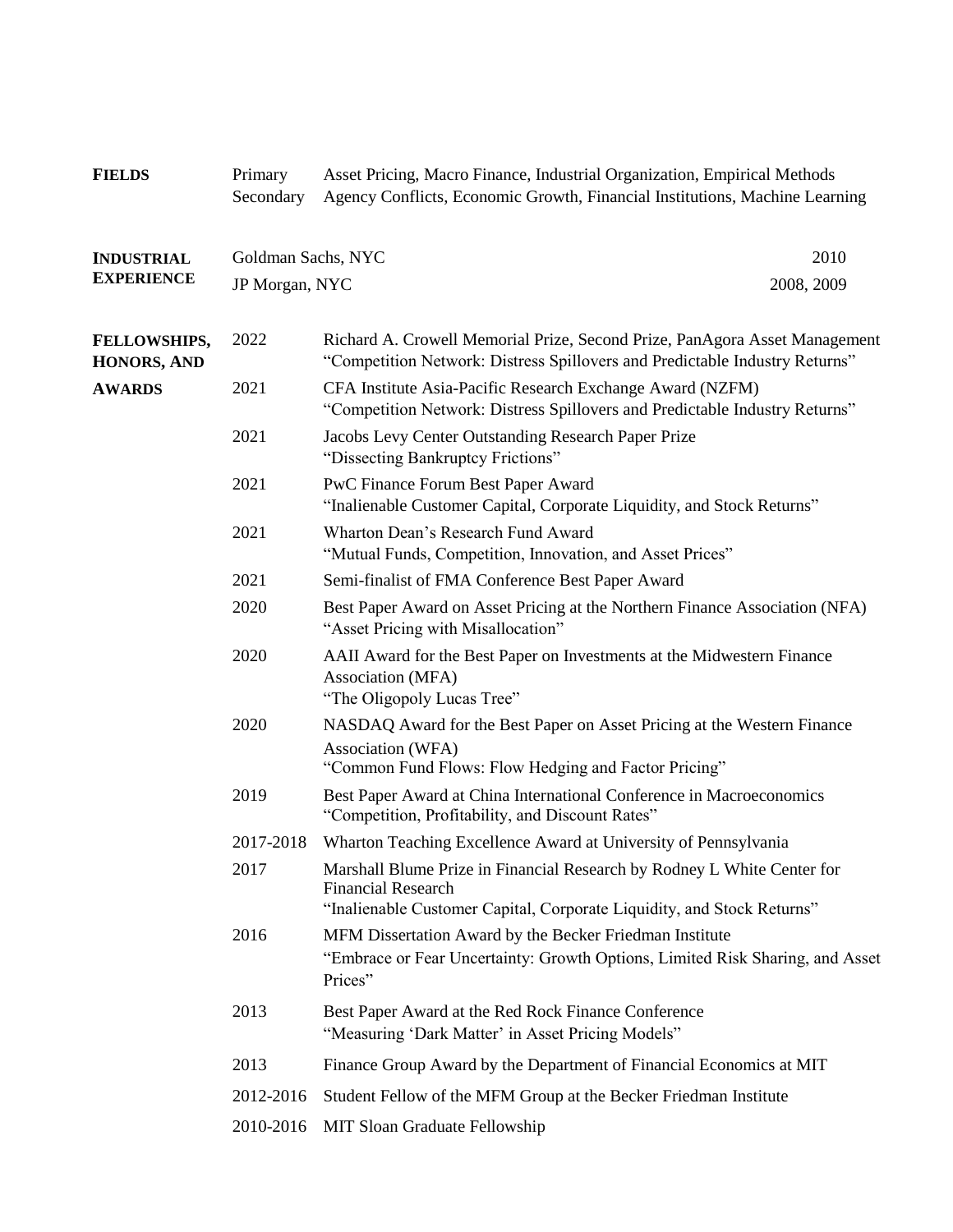## FIELDS

| | |
|---|---|
| Primary | Asset Pricing, Macro Finance, Industrial Organization, Empirical Methods |
| Secondary | Agency Conflicts, Economic Growth, Financial Institutions, Machine Learning |

## INDUSTRIAL EXPERIENCE

| | |
|---|---|
| Goldman Sachs, NYC | 2010 |
| JP Morgan, NYC | 2008, 2009 |

## FELLOWSHIPS, HONORS, AND AWARDS

| | |
|---|---|
| 2022 | Richard A. Crowell Memorial Prize, Second Prize, PanAgora Asset Management<br>"Competition Network: Distress Spillovers and Predictable Industry Returns" |
| 2021 | CFA Institute Asia-Pacific Research Exchange Award (NZFM)<br>"Competition Network: Distress Spillovers and Predictable Industry Returns" |
| 2021 | Jacobs Levy Center Outstanding Research Paper Prize<br>"Dissecting Bankruptcy Frictions" |
| 2021 | PwC Finance Forum Best Paper Award<br>"Inalienable Customer Capital, Corporate Liquidity, and Stock Returns" |
| 2021 | Wharton Dean's Research Fund Award<br>"Mutual Funds, Competition, Innovation, and Asset Prices" |
| 2021 | Semi-finalist of FMA Conference Best Paper Award |
| 2020 | Best Paper Award on Asset Pricing at the Northern Finance Association (NFA)<br>"Asset Pricing with Misallocation" |
| 2020 | AAII Award for the Best Paper on Investments at the Midwestern Finance Association (MFA)<br>"The Oligopoly Lucas Tree" |
| 2020 | NASDAQ Award for the Best Paper on Asset Pricing at the Western Finance Association (WFA)<br>"Common Fund Flows: Flow Hedging and Factor Pricing" |
| 2019 | Best Paper Award at China International Conference in Macroeconomics<br>"Competition, Profitability, and Discount Rates" |
| 2017-2018 | Wharton Teaching Excellence Award at University of Pennsylvania |
| 2017 | Marshall Blume Prize in Financial Research by Rodney L White Center for Financial Research<br>"Inalienable Customer Capital, Corporate Liquidity, and Stock Returns" |
| 2016 | MFM Dissertation Award by the Becker Friedman Institute<br>"Embrace or Fear Uncertainty: Growth Options, Limited Risk Sharing, and Asset Prices" |
| 2013 | Best Paper Award at the Red Rock Finance Conference<br>"Measuring 'Dark Matter' in Asset Pricing Models" |
| 2013 | Finance Group Award by the Department of Financial Economics at MIT |
| 2012-2016 | Student Fellow of the MFM Group at the Becker Friedman Institute |
| 2010-2016 | MIT Sloan Graduate Fellowship |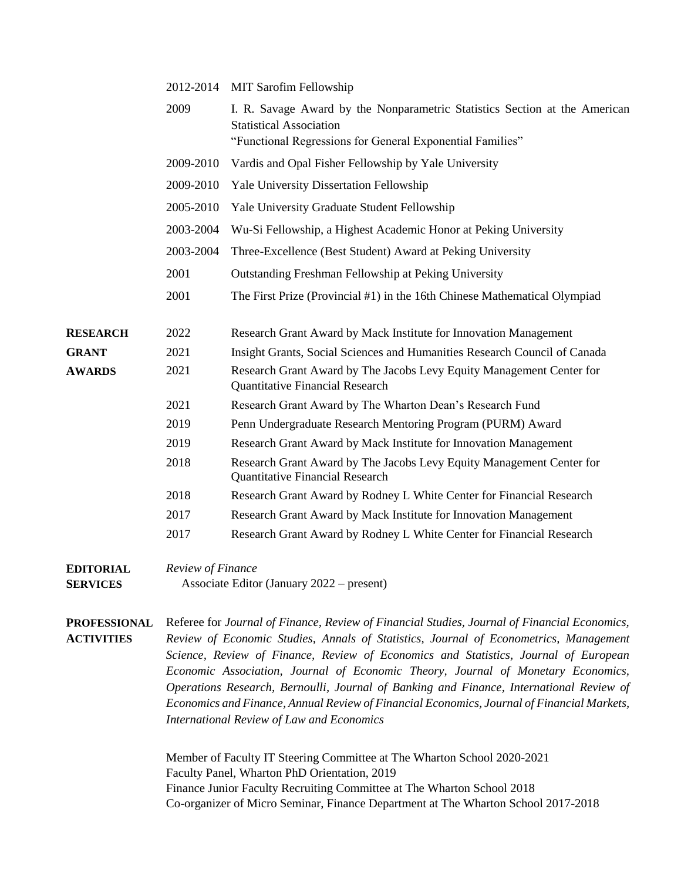| | | |
|---|---|---|
| | 2012-2014 | MIT Sarofim Fellowship |
| | 2009 | I. R. Savage Award by the Nonparametric Statistics Section at the American Statistical Association<br>"Functional Regressions for General Exponential Families" |
| | 2009-2010 | Vardis and Opal Fisher Fellowship by Yale University |
| | 2009-2010 | Yale University Dissertation Fellowship |
| | 2005-2010 | Yale University Graduate Student Fellowship |
| | 2003-2004 | Wu-Si Fellowship, a Highest Academic Honor at Peking University |
| | 2003-2004 | Three-Excellence (Best Student) Award at Peking University |
| | 2001 | Outstanding Freshman Fellowship at Peking University |
| | 2001 | The First Prize (Provincial #1) in the 16th Chinese Mathematical Olympiad |
| **RESEARCH GRANT AWARDS** | 2022 | Research Grant Award by Mack Institute for Innovation Management |
| | 2021 | Insight Grants, Social Sciences and Humanities Research Council of Canada |
| | 2021 | Research Grant Award by The Jacobs Levy Equity Management Center for Quantitative Financial Research |
| | 2021 | Research Grant Award by The Wharton Dean's Research Fund |
| | 2019 | Penn Undergraduate Research Mentoring Program (PURM) Award |
| | 2019 | Research Grant Award by Mack Institute for Innovation Management |
| | 2018 | Research Grant Award by The Jacobs Levy Equity Management Center for Quantitative Financial Research |
| | 2018 | Research Grant Award by Rodney L White Center for Financial Research |
| | 2017 | Research Grant Award by Mack Institute for Innovation Management |
| | 2017 | Research Grant Award by Rodney L White Center for Financial Research |

**EDITORIAL SERVICES**

*Review of Finance*
Associate Editor (January 2022 – present)

**PROFESSIONAL ACTIVITIES**

Referee for *Journal of Finance*, *Review of Financial Studies*, *Journal of Financial Economics*, *Review of Economic Studies*, *Annals of Statistics*, *Journal of Econometrics*, *Management Science*, *Review of Finance*, *Review of Economics and Statistics*, *Journal of European Economic Association*, *Journal of Economic Theory*, *Journal of Monetary Economics*, *Operations Research*, *Bernoulli*, *Journal of Banking and Finance*, *International Review of Economics and Finance*, *Annual Review of Financial Economics*, *Journal of Financial Markets*, *International Review of Law and Economics*

Member of Faculty IT Steering Committee at The Wharton School 2020-2021
Faculty Panel, Wharton PhD Orientation, 2019
Finance Junior Faculty Recruiting Committee at The Wharton School 2018
Co-organizer of Micro Seminar, Finance Department at The Wharton School 2017-2018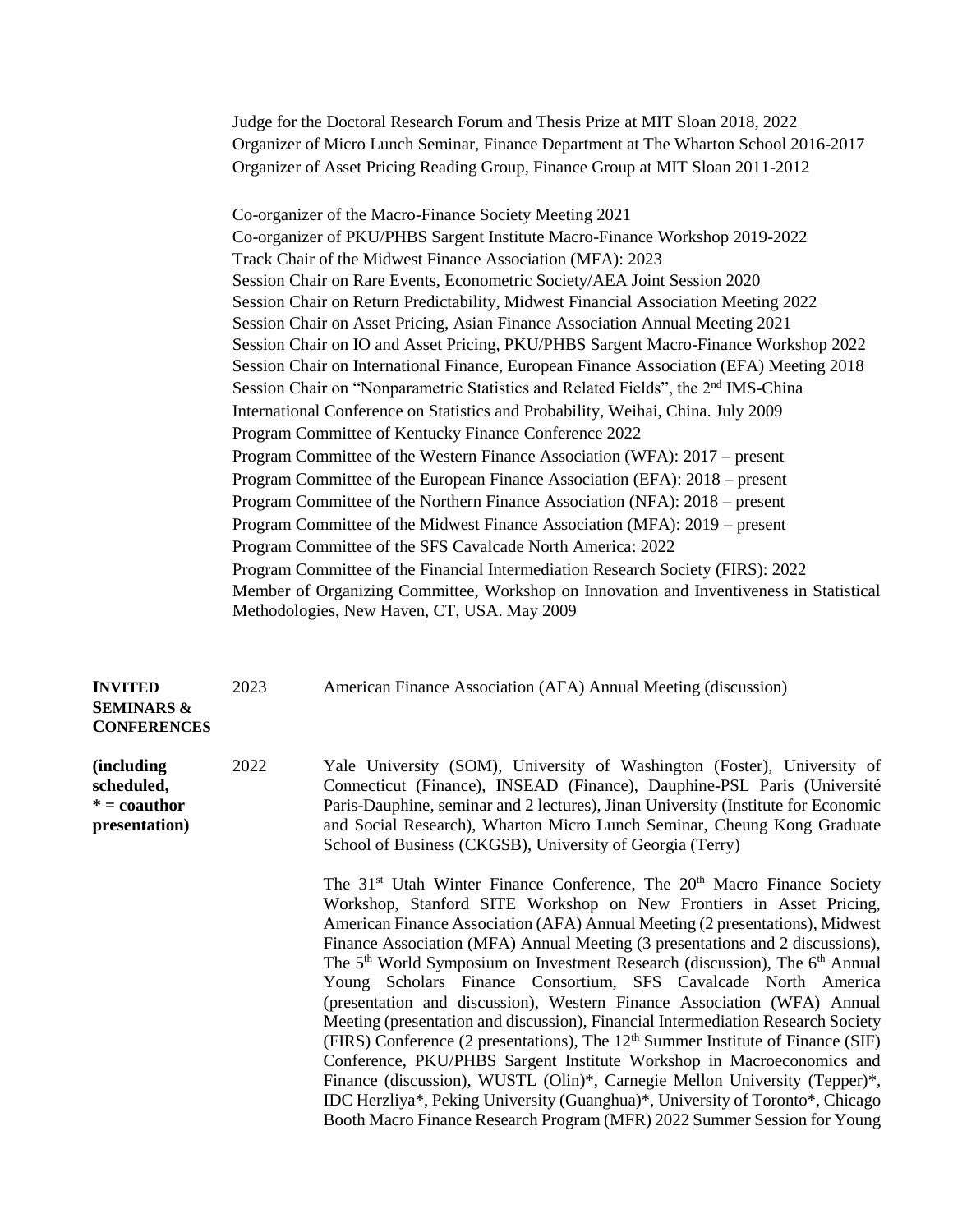Judge for the Doctoral Research Forum and Thesis Prize at MIT Sloan 2018, 2022
Organizer of Micro Lunch Seminar, Finance Department at The Wharton School 2016-2017
Organizer of Asset Pricing Reading Group, Finance Group at MIT Sloan 2011-2012

Co-organizer of the Macro-Finance Society Meeting 2021
Co-organizer of PKU/PHBS Sargent Institute Macro-Finance Workshop 2019-2022
Track Chair of the Midwest Finance Association (MFA): 2023
Session Chair on Rare Events, Econometric Society/AEA Joint Session 2020
Session Chair on Return Predictability, Midwest Financial Association Meeting 2022
Session Chair on Asset Pricing, Asian Finance Association Annual Meeting 2021
Session Chair on IO and Asset Pricing, PKU/PHBS Sargent Macro-Finance Workshop 2022
Session Chair on International Finance, European Finance Association (EFA) Meeting 2018
Session Chair on "Nonparametric Statistics and Related Fields", the 2nd IMS-China International Conference on Statistics and Probability, Weihai, China. July 2009
Program Committee of Kentucky Finance Conference 2022
Program Committee of the Western Finance Association (WFA): 2017 – present
Program Committee of the European Finance Association (EFA): 2018 – present
Program Committee of the Northern Finance Association (NFA): 2018 – present
Program Committee of the Midwest Finance Association (MFA): 2019 – present
Program Committee of the SFS Cavalcade North America: 2022
Program Committee of the Financial Intermediation Research Society (FIRS): 2022
Member of Organizing Committee, Workshop on Innovation and Inventiveness in Statistical Methodologies, New Haven, CT, USA. May 2009

**INVITED SEMINARS & CONFERENCES**

**(including scheduled, * = coauthor presentation)**

2023 American Finance Association (AFA) Annual Meeting (discussion)

2022 Yale University (SOM), University of Washington (Foster), University of Connecticut (Finance), INSEAD (Finance), Dauphine-PSL Paris (Université Paris-Dauphine, seminar and 2 lectures), Jinan University (Institute for Economic and Social Research), Wharton Micro Lunch Seminar, Cheung Kong Graduate School of Business (CKGSB), University of Georgia (Terry)

The 31st Utah Winter Finance Conference, The 20th Macro Finance Society Workshop, Stanford SITE Workshop on New Frontiers in Asset Pricing, American Finance Association (AFA) Annual Meeting (2 presentations), Midwest Finance Association (MFA) Annual Meeting (3 presentations and 2 discussions), The 5th World Symposium on Investment Research (discussion), The 6th Annual Young Scholars Finance Consortium, SFS Cavalcade North America (presentation and discussion), Western Finance Association (WFA) Annual Meeting (presentation and discussion), Financial Intermediation Research Society (FIRS) Conference (2 presentations), The 12th Summer Institute of Finance (SIF) Conference, PKU/PHBS Sargent Institute Workshop in Macroeconomics and Finance (discussion), WUSTL (Olin)*, Carnegie Mellon University (Tepper)*, IDC Herzliya*, Peking University (Guanghua)*, University of Toronto*, Chicago Booth Macro Finance Research Program (MFR) 2022 Summer Session for Young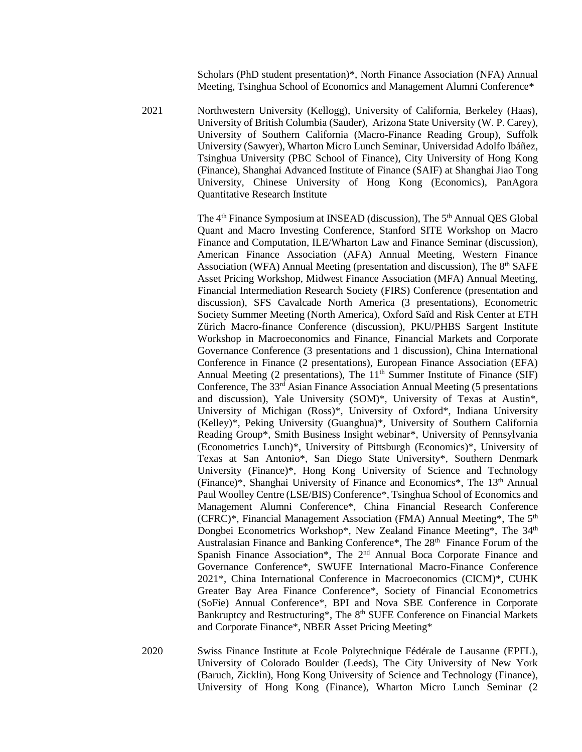Scholars (PhD student presentation)*, North Finance Association (NFA) Annual Meeting, Tsinghua School of Economics and Management Alumni Conference*

2021 Northwestern University (Kellogg), University of California, Berkeley (Haas), University of British Columbia (Sauder), Arizona State University (W. P. Carey), University of Southern California (Macro-Finance Reading Group), Suffolk University (Sawyer), Wharton Micro Lunch Seminar, Universidad Adolfo Ibáñez, Tsinghua University (PBC School of Finance), City University of Hong Kong (Finance), Shanghai Advanced Institute of Finance (SAIF) at Shanghai Jiao Tong University, Chinese University of Hong Kong (Economics), PanAgora Quantitative Research Institute

The 4th Finance Symposium at INSEAD (discussion), The 5th Annual QES Global Quant and Macro Investing Conference, Stanford SITE Workshop on Macro Finance and Computation, ILE/Wharton Law and Finance Seminar (discussion), American Finance Association (AFA) Annual Meeting, Western Finance Association (WFA) Annual Meeting (presentation and discussion), The 8th SAFE Asset Pricing Workshop, Midwest Finance Association (MFA) Annual Meeting, Financial Intermediation Research Society (FIRS) Conference (presentation and discussion), SFS Cavalcade North America (3 presentations), Econometric Society Summer Meeting (North America), Oxford Saïd and Risk Center at ETH Zürich Macro-finance Conference (discussion), PKU/PHBS Sargent Institute Workshop in Macroeconomics and Finance, Financial Markets and Corporate Governance Conference (3 presentations and 1 discussion), China International Conference in Finance (2 presentations), European Finance Association (EFA) Annual Meeting (2 presentations), The 11th Summer Institute of Finance (SIF) Conference, The 33rd Asian Finance Association Annual Meeting (5 presentations and discussion), Yale University (SOM)*, University of Texas at Austin*, University of Michigan (Ross)*, University of Oxford*, Indiana University (Kelley)*, Peking University (Guanghua)*, University of Southern California Reading Group*, Smith Business Insight webinar*, University of Pennsylvania (Econometrics Lunch)*, University of Pittsburgh (Economics)*, University of Texas at San Antonio*, San Diego State University*, Southern Denmark University (Finance)*, Hong Kong University of Science and Technology (Finance)*, Shanghai University of Finance and Economics*, The 13th Annual Paul Woolley Centre (LSE/BIS) Conference*, Tsinghua School of Economics and Management Alumni Conference*, China Financial Research Conference (CFRC)*, Financial Management Association (FMA) Annual Meeting*, The 5th Dongbei Econometrics Workshop*, New Zealand Finance Meeting*, The 34th Australasian Finance and Banking Conference*, The 28th Finance Forum of the Spanish Finance Association*, The 2nd Annual Boca Corporate Finance and Governance Conference*, SWUFE International Macro-Finance Conference 2021*, China International Conference in Macroeconomics (CICM)*, CUHK Greater Bay Area Finance Conference*, Society of Financial Econometrics (SoFie) Annual Conference*, BPI and Nova SBE Conference in Corporate Bankruptcy and Restructuring*, The 8th SUFE Conference on Financial Markets and Corporate Finance*, NBER Asset Pricing Meeting*

2020 Swiss Finance Institute at Ecole Polytechnique Fédérale de Lausanne (EPFL), University of Colorado Boulder (Leeds), The City University of New York (Baruch, Zicklin), Hong Kong University of Science and Technology (Finance), University of Hong Kong (Finance), Wharton Micro Lunch Seminar (2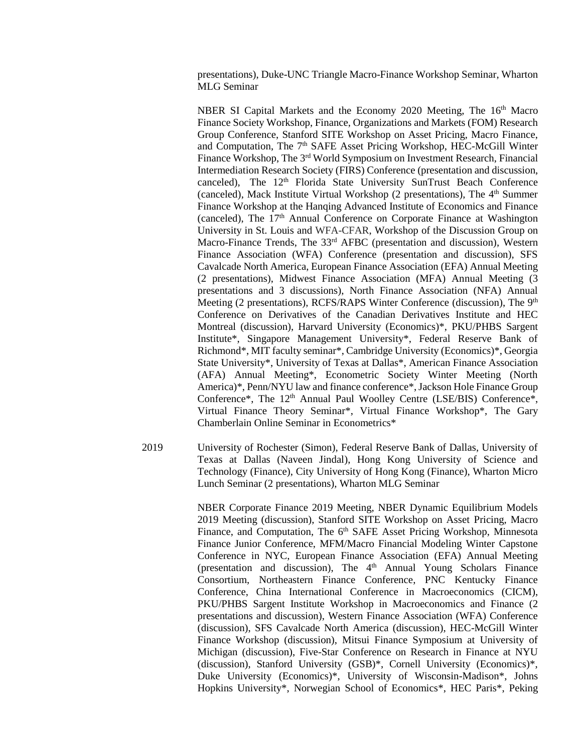presentations), Duke-UNC Triangle Macro-Finance Workshop Seminar, Wharton MLG Seminar

NBER SI Capital Markets and the Economy 2020 Meeting, The 16th Macro Finance Society Workshop, Finance, Organizations and Markets (FOM) Research Group Conference, Stanford SITE Workshop on Asset Pricing, Macro Finance, and Computation, The 7th SAFE Asset Pricing Workshop, HEC-McGill Winter Finance Workshop, The 3rd World Symposium on Investment Research, Financial Intermediation Research Society (FIRS) Conference (presentation and discussion, canceled), The 12th Florida State University SunTrust Beach Conference (canceled), Mack Institute Virtual Workshop (2 presentations), The 4th Summer Finance Workshop at the Hanqing Advanced Institute of Economics and Finance (canceled), The 17th Annual Conference on Corporate Finance at Washington University in St. Louis and WFA-CFAR, Workshop of the Discussion Group on Macro-Finance Trends, The 33rd AFBC (presentation and discussion), Western Finance Association (WFA) Conference (presentation and discussion), SFS Cavalcade North America, European Finance Association (EFA) Annual Meeting (2 presentations), Midwest Finance Association (MFA) Annual Meeting (3 presentations and 3 discussions), North Finance Association (NFA) Annual Meeting (2 presentations), RCFS/RAPS Winter Conference (discussion), The 9th Conference on Derivatives of the Canadian Derivatives Institute and HEC Montreal (discussion), Harvard University (Economics)*, PKU/PHBS Sargent Institute*, Singapore Management University*, Federal Reserve Bank of Richmond*, MIT faculty seminar*, Cambridge University (Economics)*, Georgia State University*, University of Texas at Dallas*, American Finance Association (AFA) Annual Meeting*, Econometric Society Winter Meeting (North America)*, Penn/NYU law and finance conference*, Jackson Hole Finance Group Conference*, The 12th Annual Paul Woolley Centre (LSE/BIS) Conference*, Virtual Finance Theory Seminar*, Virtual Finance Workshop*, The Gary Chamberlain Online Seminar in Econometrics*

2019 University of Rochester (Simon), Federal Reserve Bank of Dallas, University of Texas at Dallas (Naveen Jindal), Hong Kong University of Science and Technology (Finance), City University of Hong Kong (Finance), Wharton Micro Lunch Seminar (2 presentations), Wharton MLG Seminar

NBER Corporate Finance 2019 Meeting, NBER Dynamic Equilibrium Models 2019 Meeting (discussion), Stanford SITE Workshop on Asset Pricing, Macro Finance, and Computation, The 6th SAFE Asset Pricing Workshop, Minnesota Finance Junior Conference, MFM/Macro Financial Modeling Winter Capstone Conference in NYC, European Finance Association (EFA) Annual Meeting (presentation and discussion), The 4th Annual Young Scholars Finance Consortium, Northeastern Finance Conference, PNC Kentucky Finance Conference, China International Conference in Macroeconomics (CICM), PKU/PHBS Sargent Institute Workshop in Macroeconomics and Finance (2 presentations and discussion), Western Finance Association (WFA) Conference (discussion), SFS Cavalcade North America (discussion), HEC-McGill Winter Finance Workshop (discussion), Mitsui Finance Symposium at University of Michigan (discussion), Five-Star Conference on Research in Finance at NYU (discussion), Stanford University (GSB)*, Cornell University (Economics)*, Duke University (Economics)*, University of Wisconsin-Madison*, Johns Hopkins University*, Norwegian School of Economics*, HEC Paris*, Peking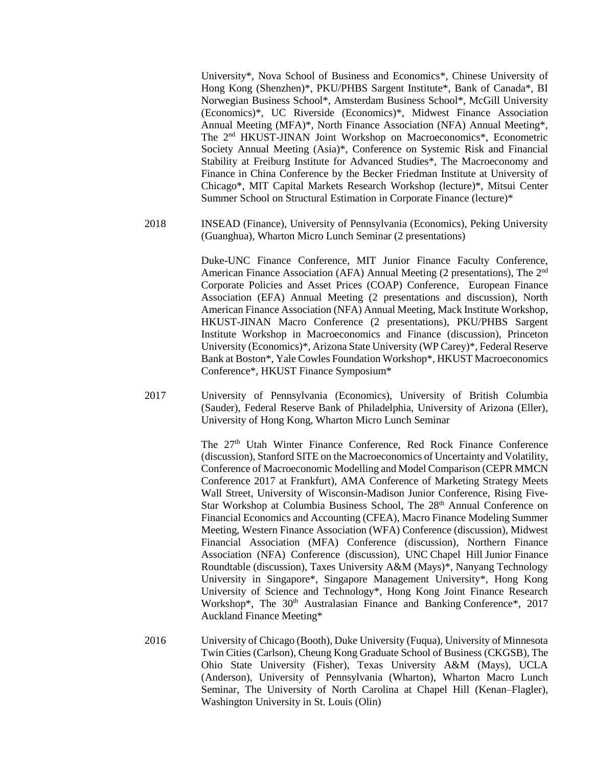University*, Nova School of Business and Economics*, Chinese University of Hong Kong (Shenzhen)*, PKU/PHBS Sargent Institute*, Bank of Canada*, BI Norwegian Business School*, Amsterdam Business School*, McGill University (Economics)*, UC Riverside (Economics)*, Midwest Finance Association Annual Meeting (MFA)*, North Finance Association (NFA) Annual Meeting*, The 2nd HKUST-JINAN Joint Workshop on Macroeconomics*, Econometric Society Annual Meeting (Asia)*, Conference on Systemic Risk and Financial Stability at Freiburg Institute for Advanced Studies*, The Macroeconomy and Finance in China Conference by the Becker Friedman Institute at University of Chicago*, MIT Capital Markets Research Workshop (lecture)*, Mitsui Center Summer School on Structural Estimation in Corporate Finance (lecture)*

2018 INSEAD (Finance), University of Pennsylvania (Economics), Peking University (Guanghua), Wharton Micro Lunch Seminar (2 presentations)

Duke-UNC Finance Conference, MIT Junior Finance Faculty Conference, American Finance Association (AFA) Annual Meeting (2 presentations), The 2nd Corporate Policies and Asset Prices (COAP) Conference, European Finance Association (EFA) Annual Meeting (2 presentations and discussion), North American Finance Association (NFA) Annual Meeting, Mack Institute Workshop, HKUST-JINAN Macro Conference (2 presentations), PKU/PHBS Sargent Institute Workshop in Macroeconomics and Finance (discussion), Princeton University (Economics)*, Arizona State University (WP Carey)*, Federal Reserve Bank at Boston*, Yale Cowles Foundation Workshop*, HKUST Macroeconomics Conference*, HKUST Finance Symposium*

2017 University of Pennsylvania (Economics), University of British Columbia (Sauder), Federal Reserve Bank of Philadelphia, University of Arizona (Eller), University of Hong Kong, Wharton Micro Lunch Seminar

The 27th Utah Winter Finance Conference, Red Rock Finance Conference (discussion), Stanford SITE on the Macroeconomics of Uncertainty and Volatility, Conference of Macroeconomic Modelling and Model Comparison (CEPR MMCN Conference 2017 at Frankfurt), AMA Conference of Marketing Strategy Meets Wall Street, University of Wisconsin-Madison Junior Conference, Rising Five-Star Workshop at Columbia Business School, The 28th Annual Conference on Financial Economics and Accounting (CFEA), Macro Finance Modeling Summer Meeting, Western Finance Association (WFA) Conference (discussion), Midwest Financial Association (MFA) Conference (discussion), Northern Finance Association (NFA) Conference (discussion), UNC Chapel Hill Junior Finance Roundtable (discussion), Taxes University A&M (Mays)*, Nanyang Technology University in Singapore*, Singapore Management University*, Hong Kong University of Science and Technology*, Hong Kong Joint Finance Research Workshop*, The 30th Australasian Finance and Banking Conference*, 2017 Auckland Finance Meeting*

2016 University of Chicago (Booth), Duke University (Fuqua), University of Minnesota Twin Cities (Carlson), Cheung Kong Graduate School of Business (CKGSB), The Ohio State University (Fisher), Texas University A&M (Mays), UCLA (Anderson), University of Pennsylvania (Wharton), Wharton Macro Lunch Seminar, The University of North Carolina at Chapel Hill (Kenan–Flagler), Washington University in St. Louis (Olin)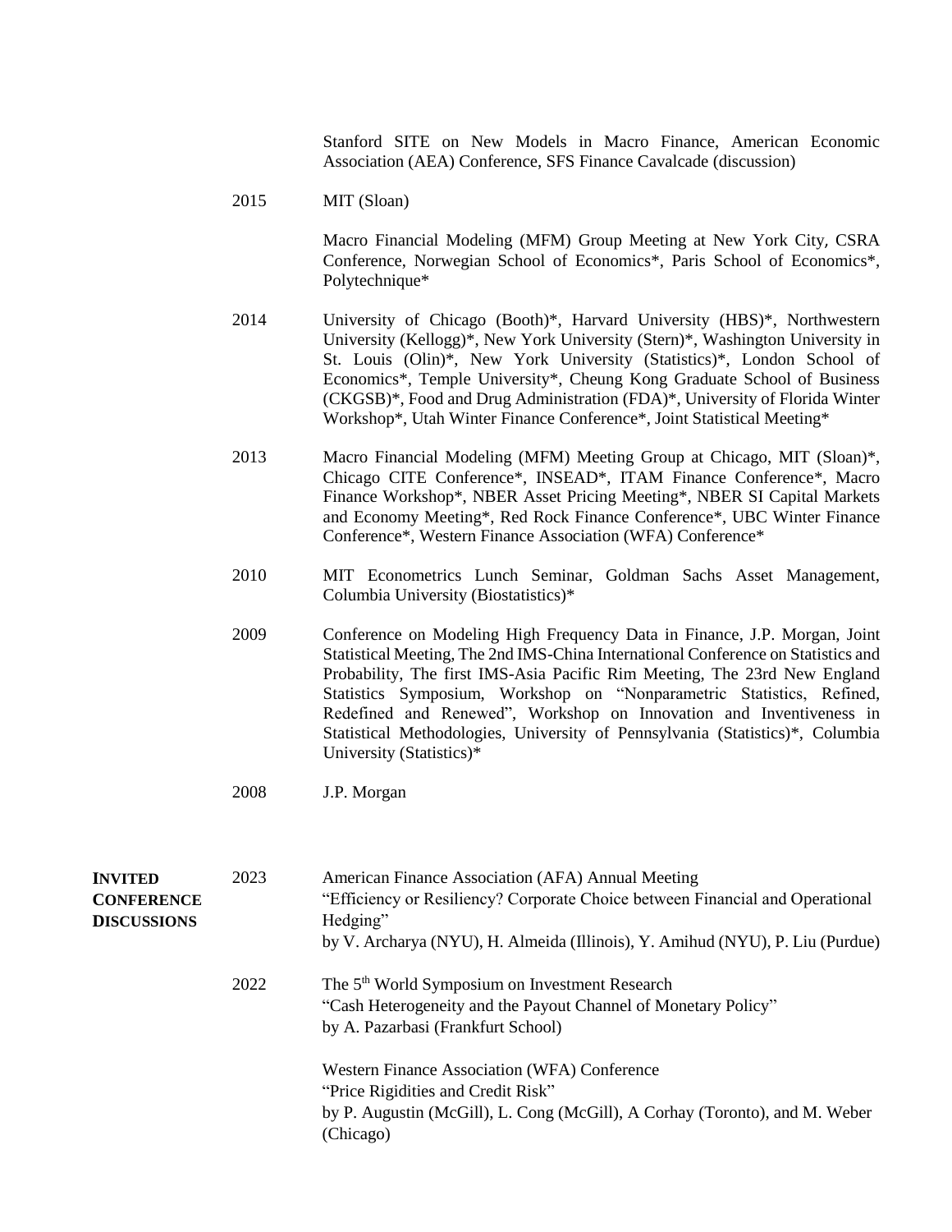Stanford SITE on New Models in Macro Finance, American Economic Association (AEA) Conference, SFS Finance Cavalcade (discussion)

2015 MIT (Sloan)

Macro Financial Modeling (MFM) Group Meeting at New York City, CSRA Conference, Norwegian School of Economics*, Paris School of Economics*, Polytechnique*

2014 University of Chicago (Booth)*, Harvard University (HBS)*, Northwestern University (Kellogg)*, New York University (Stern)*, Washington University in St. Louis (Olin)*, New York University (Statistics)*, London School of Economics*, Temple University*, Cheung Kong Graduate School of Business (CKGSB)*, Food and Drug Administration (FDA)*, University of Florida Winter Workshop*, Utah Winter Finance Conference*, Joint Statistical Meeting*

2013 Macro Financial Modeling (MFM) Meeting Group at Chicago, MIT (Sloan)*, Chicago CITE Conference*, INSEAD*, ITAM Finance Conference*, Macro Finance Workshop*, NBER Asset Pricing Meeting*, NBER SI Capital Markets and Economy Meeting*, Red Rock Finance Conference*, UBC Winter Finance Conference*, Western Finance Association (WFA) Conference*

2010 MIT Econometrics Lunch Seminar, Goldman Sachs Asset Management, Columbia University (Biostatistics)*

2009 Conference on Modeling High Frequency Data in Finance, J.P. Morgan, Joint Statistical Meeting, The 2nd IMS-China International Conference on Statistics and Probability, The first IMS-Asia Pacific Rim Meeting, The 23rd New England Statistics Symposium, Workshop on "Nonparametric Statistics, Refined, Redefined and Renewed", Workshop on Innovation and Inventiveness in Statistical Methodologies, University of Pennsylvania (Statistics)*, Columbia University (Statistics)*

2008 J.P. Morgan

## INVITED CONFERENCE DISCUSSIONS

2023 American Finance Association (AFA) Annual Meeting
"Efficiency or Resiliency? Corporate Choice between Financial and Operational Hedging"
by V. Archarya (NYU), H. Almeida (Illinois), Y. Amihud (NYU), P. Liu (Purdue)

2022 The 5th World Symposium on Investment Research
"Cash Heterogeneity and the Payout Channel of Monetary Policy"
by A. Pazarbasi (Frankfurt School)

Western Finance Association (WFA) Conference
"Price Rigidities and Credit Risk"
by P. Augustin (McGill), L. Cong (McGill), A Corhay (Toronto), and M. Weber (Chicago)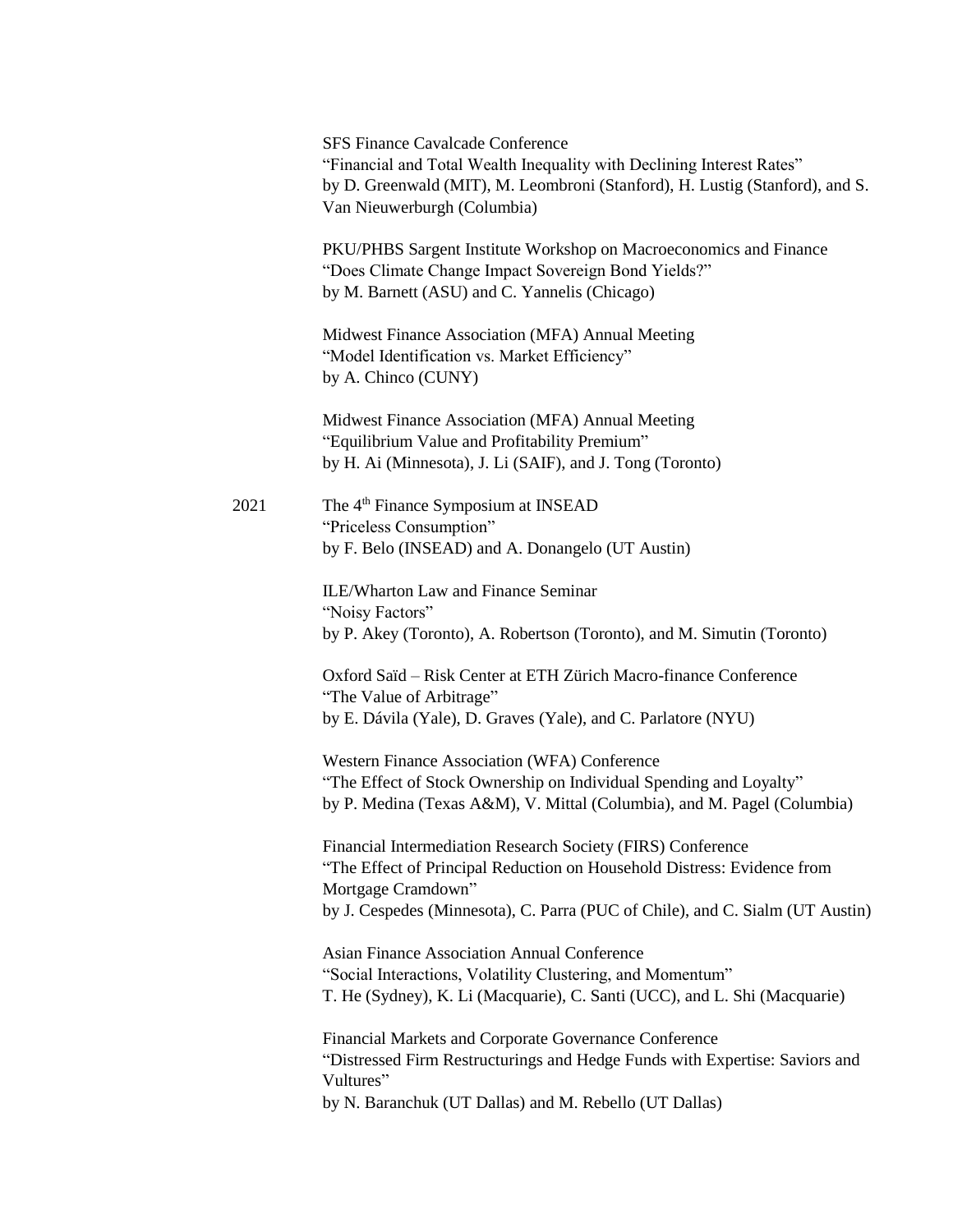SFS Finance Cavalcade Conference
"Financial and Total Wealth Inequality with Declining Interest Rates"
by D. Greenwald (MIT), M. Leombroni (Stanford), H. Lustig (Stanford), and S. Van Nieuwerburgh (Columbia)

PKU/PHBS Sargent Institute Workshop on Macroeconomics and Finance
"Does Climate Change Impact Sovereign Bond Yields?"
by M. Barnett (ASU) and C. Yannelis (Chicago)

Midwest Finance Association (MFA) Annual Meeting
"Model Identification vs. Market Efficiency"
by A. Chinco (CUNY)

Midwest Finance Association (MFA) Annual Meeting
"Equilibrium Value and Profitability Premium"
by H. Ai (Minnesota), J. Li (SAIF), and J. Tong (Toronto)

2021 The 4th Finance Symposium at INSEAD
"Priceless Consumption"
by F. Belo (INSEAD) and A. Donangelo (UT Austin)

ILE/Wharton Law and Finance Seminar
"Noisy Factors"
by P. Akey (Toronto), A. Robertson (Toronto), and M. Simutin (Toronto)

Oxford Saïd – Risk Center at ETH Zürich Macro-finance Conference
"The Value of Arbitrage"
by E. Dávila (Yale), D. Graves (Yale), and C. Parlatore (NYU)

Western Finance Association (WFA) Conference
"The Effect of Stock Ownership on Individual Spending and Loyalty"
by P. Medina (Texas A&M), V. Mittal (Columbia), and M. Pagel (Columbia)

Financial Intermediation Research Society (FIRS) Conference
"The Effect of Principal Reduction on Household Distress: Evidence from Mortgage Cramdown"
by J. Cespedes (Minnesota), C. Parra (PUC of Chile), and C. Sialm (UT Austin)

Asian Finance Association Annual Conference
"Social Interactions, Volatility Clustering, and Momentum"
T. He (Sydney), K. Li (Macquarie), C. Santi (UCC), and L. Shi (Macquarie)

Financial Markets and Corporate Governance Conference
"Distressed Firm Restructurings and Hedge Funds with Expertise: Saviors and Vultures"
by N. Baranchuk (UT Dallas) and M. Rebello (UT Dallas)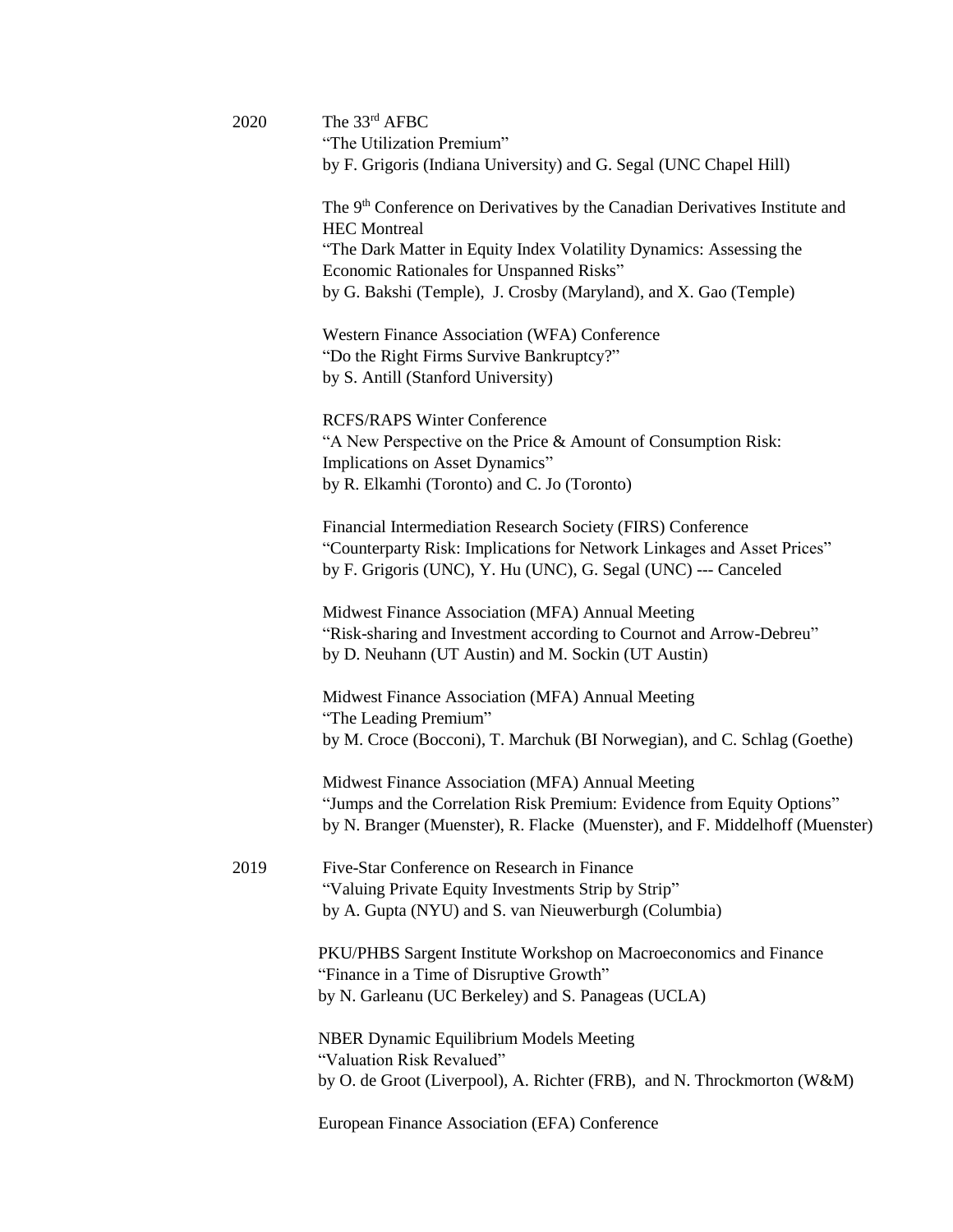2020 The 33rd AFBC
"The Utilization Premium"
by F. Grigoris (Indiana University) and G. Segal (UNC Chapel Hill)

The 9th Conference on Derivatives by the Canadian Derivatives Institute and HEC Montreal
"The Dark Matter in Equity Index Volatility Dynamics: Assessing the Economic Rationales for Unspanned Risks"
by G. Bakshi (Temple), J. Crosby (Maryland), and X. Gao (Temple)

Western Finance Association (WFA) Conference
"Do the Right Firms Survive Bankruptcy?"
by S. Antill (Stanford University)

RCFS/RAPS Winter Conference
"A New Perspective on the Price & Amount of Consumption Risk: Implications on Asset Dynamics"
by R. Elkamhi (Toronto) and C. Jo (Toronto)

Financial Intermediation Research Society (FIRS) Conference
"Counterparty Risk: Implications for Network Linkages and Asset Prices"
by F. Grigoris (UNC), Y. Hu (UNC), G. Segal (UNC) --- Canceled

Midwest Finance Association (MFA) Annual Meeting
"Risk-sharing and Investment according to Cournot and Arrow-Debreu"
by D. Neuhann (UT Austin) and M. Sockin (UT Austin)

Midwest Finance Association (MFA) Annual Meeting
"The Leading Premium"
by M. Croce (Bocconi), T. Marchuk (BI Norwegian), and C. Schlag (Goethe)

Midwest Finance Association (MFA) Annual Meeting
"Jumps and the Correlation Risk Premium: Evidence from Equity Options"
by N. Branger (Muenster), R. Flacke (Muenster), and F. Middelhoff (Muenster)

2019 Five-Star Conference on Research in Finance
"Valuing Private Equity Investments Strip by Strip"
by A. Gupta (NYU) and S. van Nieuwerburgh (Columbia)

PKU/PHBS Sargent Institute Workshop on Macroeconomics and Finance
"Finance in a Time of Disruptive Growth"
by N. Garleanu (UC Berkeley) and S. Panageas (UCLA)

NBER Dynamic Equilibrium Models Meeting
"Valuation Risk Revalued"
by O. de Groot (Liverpool), A. Richter (FRB), and N. Throckmorton (W&M)

European Finance Association (EFA) Conference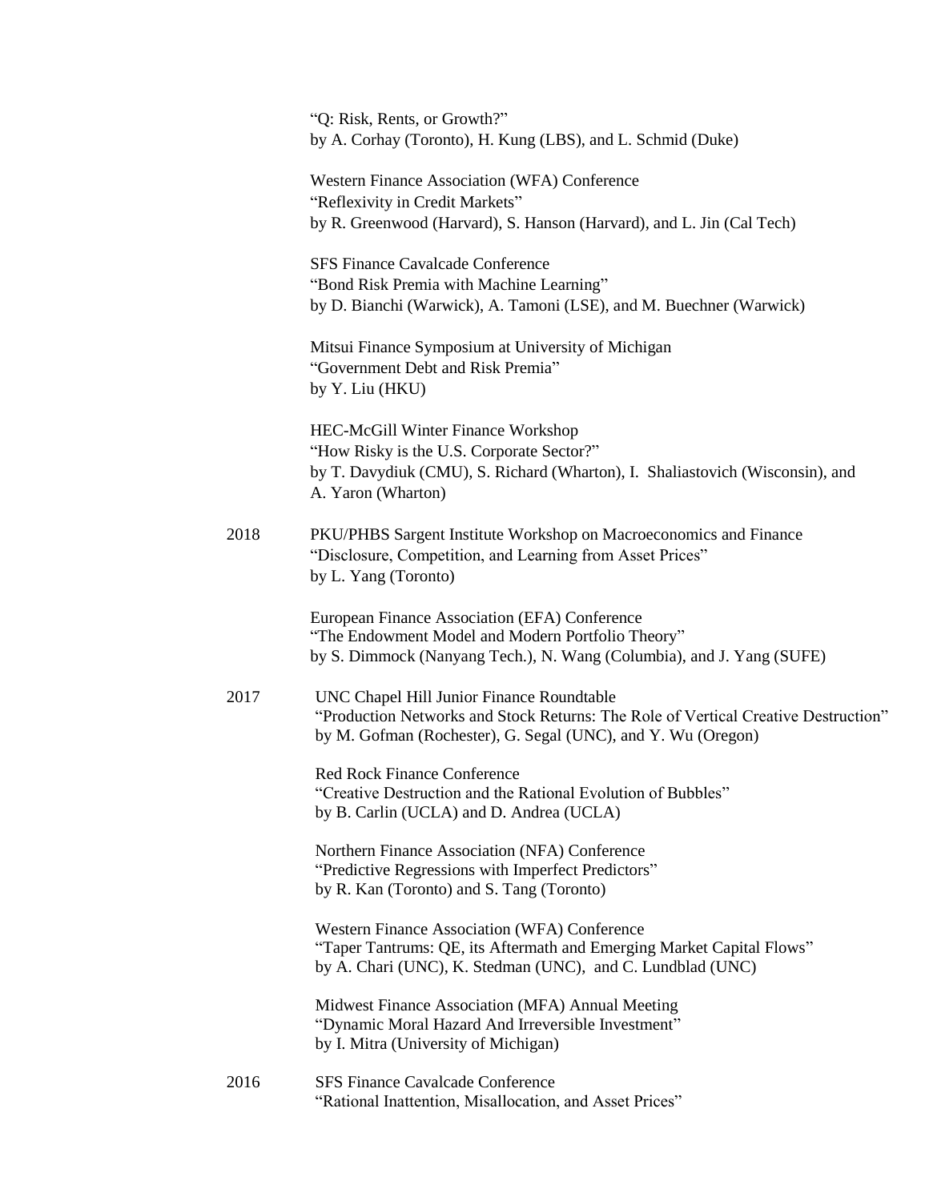"Q: Risk, Rents, or Growth?"
by A. Corhay (Toronto), H. Kung (LBS), and L. Schmid (Duke)

Western Finance Association (WFA) Conference
"Reflexivity in Credit Markets"
by R. Greenwood (Harvard), S. Hanson (Harvard), and L. Jin (Cal Tech)

SFS Finance Cavalcade Conference
"Bond Risk Premia with Machine Learning"
by D. Bianchi (Warwick), A. Tamoni (LSE), and M. Buechner (Warwick)

Mitsui Finance Symposium at University of Michigan
"Government Debt and Risk Premia"
by Y. Liu (HKU)

HEC-McGill Winter Finance Workshop
"How Risky is the U.S. Corporate Sector?"
by T. Davydiuk (CMU), S. Richard (Wharton), I. Shaliastovich (Wisconsin), and A. Yaron (Wharton)

2018 PKU/PHBS Sargent Institute Workshop on Macroeconomics and Finance
"Disclosure, Competition, and Learning from Asset Prices"
by L. Yang (Toronto)

European Finance Association (EFA) Conference
"The Endowment Model and Modern Portfolio Theory"
by S. Dimmock (Nanyang Tech.), N. Wang (Columbia), and J. Yang (SUFE)

2017 UNC Chapel Hill Junior Finance Roundtable
"Production Networks and Stock Returns: The Role of Vertical Creative Destruction"
by M. Gofman (Rochester), G. Segal (UNC), and Y. Wu (Oregon)

Red Rock Finance Conference
"Creative Destruction and the Rational Evolution of Bubbles"
by B. Carlin (UCLA) and D. Andrea (UCLA)

Northern Finance Association (NFA) Conference
"Predictive Regressions with Imperfect Predictors"
by R. Kan (Toronto) and S. Tang (Toronto)

Western Finance Association (WFA) Conference
"Taper Tantrums: QE, its Aftermath and Emerging Market Capital Flows"
by A. Chari (UNC), K. Stedman (UNC), and C. Lundblad (UNC)

Midwest Finance Association (MFA) Annual Meeting
"Dynamic Moral Hazard And Irreversible Investment"
by I. Mitra (University of Michigan)

2016 SFS Finance Cavalcade Conference
"Rational Inattention, Misallocation, and Asset Prices"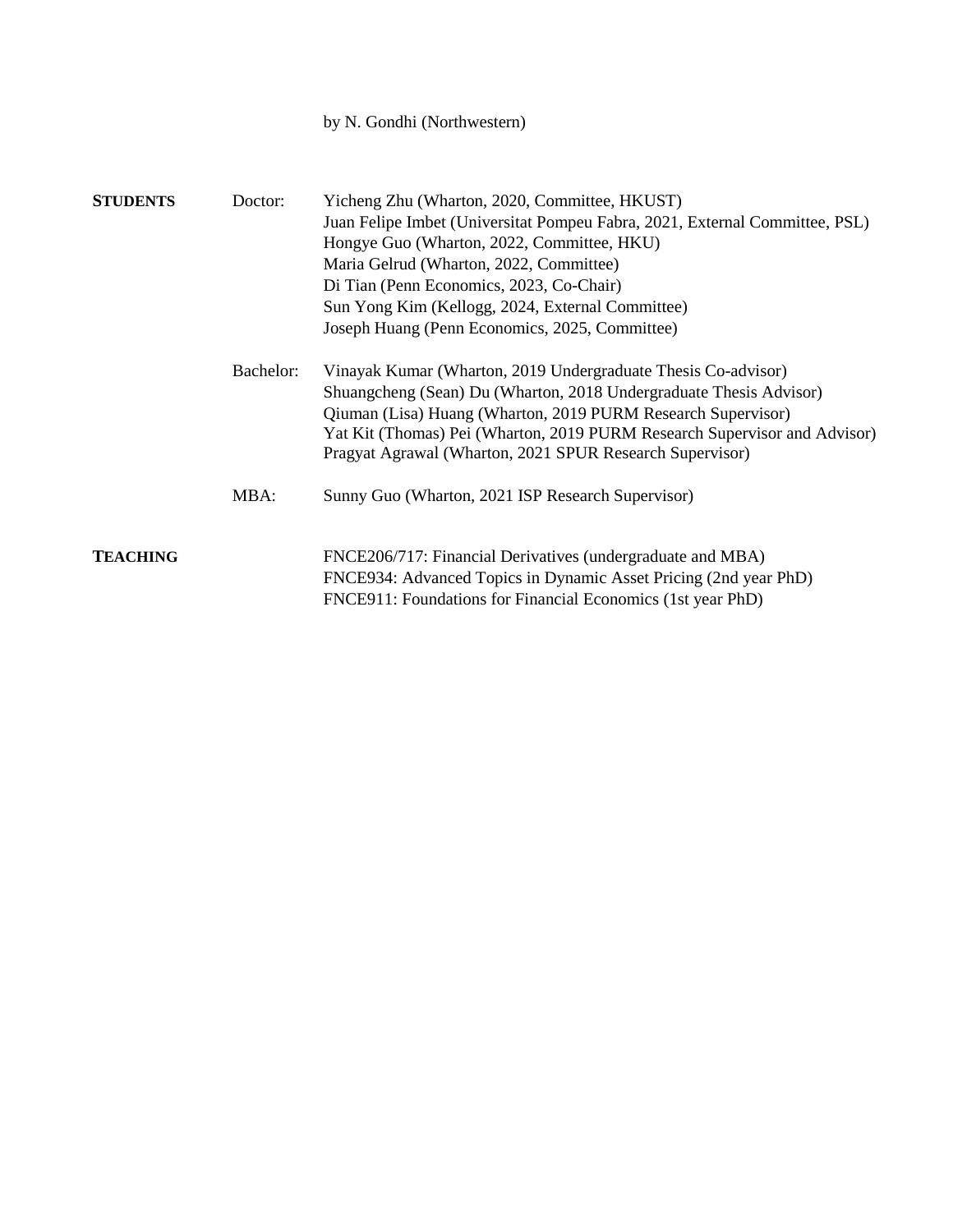by N. Gondhi (Northwestern)

**STUDENTS**

Doctor:

Yicheng Zhu (Wharton, 2020, Committee, HKUST)
Juan Felipe Imbet (Universitat Pompeu Fabra, 2021, External Committee, PSL)
Hongye Guo (Wharton, 2022, Committee, HKU)
Maria Gelrud (Wharton, 2022, Committee)
Di Tian (Penn Economics, 2023, Co-Chair)
Sun Yong Kim (Kellogg, 2024, External Committee)
Joseph Huang (Penn Economics, 2025, Committee)

Bachelor:

Vinayak Kumar (Wharton, 2019 Undergraduate Thesis Co-advisor)
Shuangcheng (Sean) Du (Wharton, 2018 Undergraduate Thesis Advisor)
Qiuman (Lisa) Huang (Wharton, 2019 PURM Research Supervisor)
Yat Kit (Thomas) Pei (Wharton, 2019 PURM Research Supervisor and Advisor)
Pragyat Agrawal (Wharton, 2021 SPUR Research Supervisor)

MBA:

Sunny Guo (Wharton, 2021 ISP Research Supervisor)

**TEACHING**

FNCE206/717: Financial Derivatives (undergraduate and MBA)
FNCE934: Advanced Topics in Dynamic Asset Pricing (2nd year PhD)
FNCE911: Foundations for Financial Economics (1st year PhD)